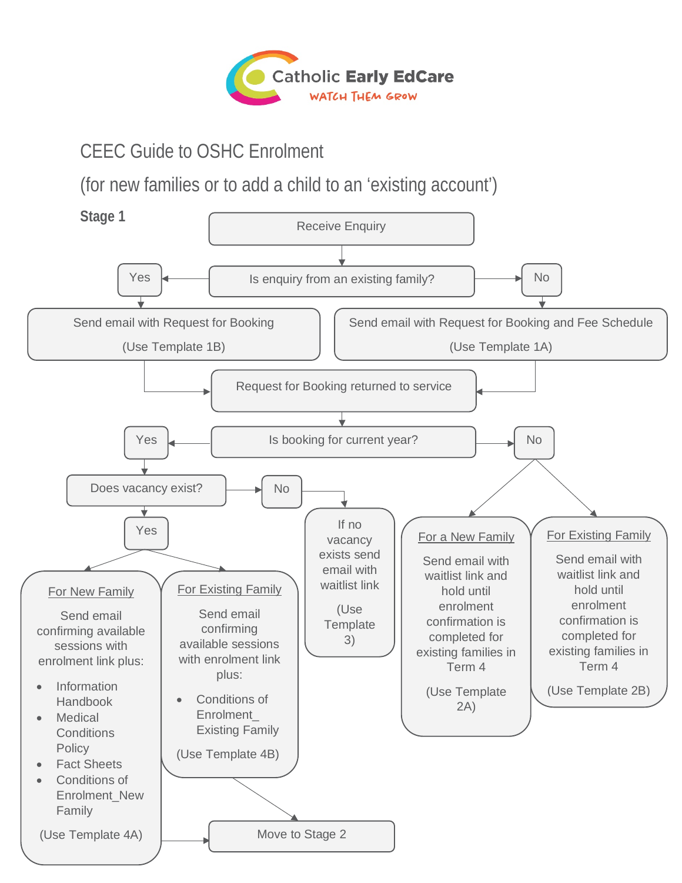Catholic Early EdCare

WATCH THEM GROW

# CEEC Guide to OSHC Enrolment

## (for new families or to add a child to an 'existing account')

**Stage 1**

Receive Enquiry

Is enquiry from an existing family?

- **Yes:** Send email with Request for Booking (Use Template 1B)
- **No:** Send email with Request for Booking and Fee Schedule (Use Template 1A)

Request for Booking returned to service

Is booking for current year?

- **Yes:** Does vacancy exist?
  - **Yes:**
    - For New Family
      - Send email confirming available sessions with enrolment link plus:
        - Information Handbook
        - Medical Conditions Policy
        - Fact Sheets
        - Conditions of Enrolment_New Family
      - (Use Template 4A)
    - For Existing Family
      - Send email confirming available sessions with enrolment link plus:
        - Conditions of Enrolment_ Existing Family
      - (Use Template 4B)
    - Move to Stage 2
  - **No:** If no vacancy exists send email with waitlist link (Use Template 3)
- **No:**
  - For a New Family
    - Send email with waitlist link and hold until enrolment confirmation is completed for existing families in Term 4
    - (Use Template 2A)
  - For Existing Family
    - Send email with waitlist link and hold until enrolment confirmation is completed for existing families in Term 4
    - (Use Template 2B)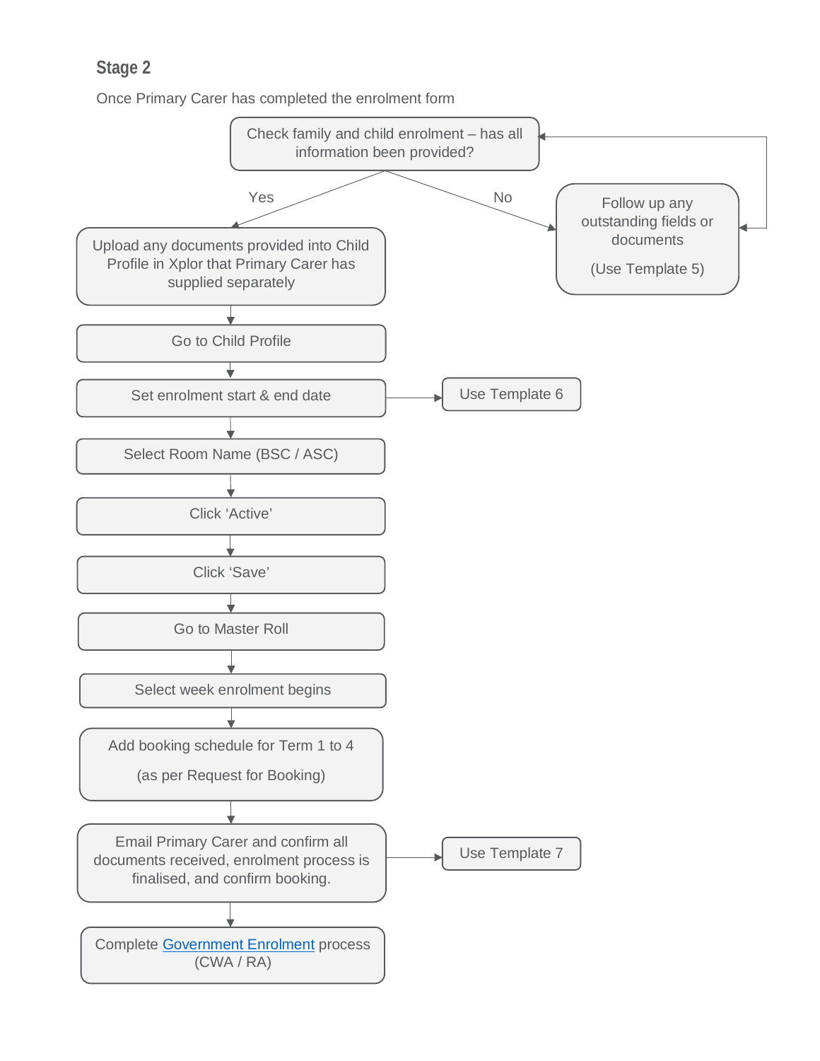### Stage 2

Once Primary Carer has completed the enrolment form

Check family and child enrolment – has all information been provided?

- **No** → Follow up any outstanding fields or documents (Use Template 5) → return to "Check family and child enrolment"
- **Yes** ↓

1. Upload any documents provided into Child Profile in Xplor that Primary Carer has supplied separately
2. Go to Child Profile
3. Set enrolment start & end date → Use Template 6
4. Select Room Name (BSC / ASC)
5. Click 'Active'
6. Click 'Save'
7. Go to Master Roll
8. Select week enrolment begins
9. Add booking schedule for Term 1 to 4

   (as per Request for Booking)
10. Email Primary Carer and confirm all documents received, enrolment process is finalised, and confirm booking. → Use Template 7
11. Complete Government Enrolment process (CWA / RA)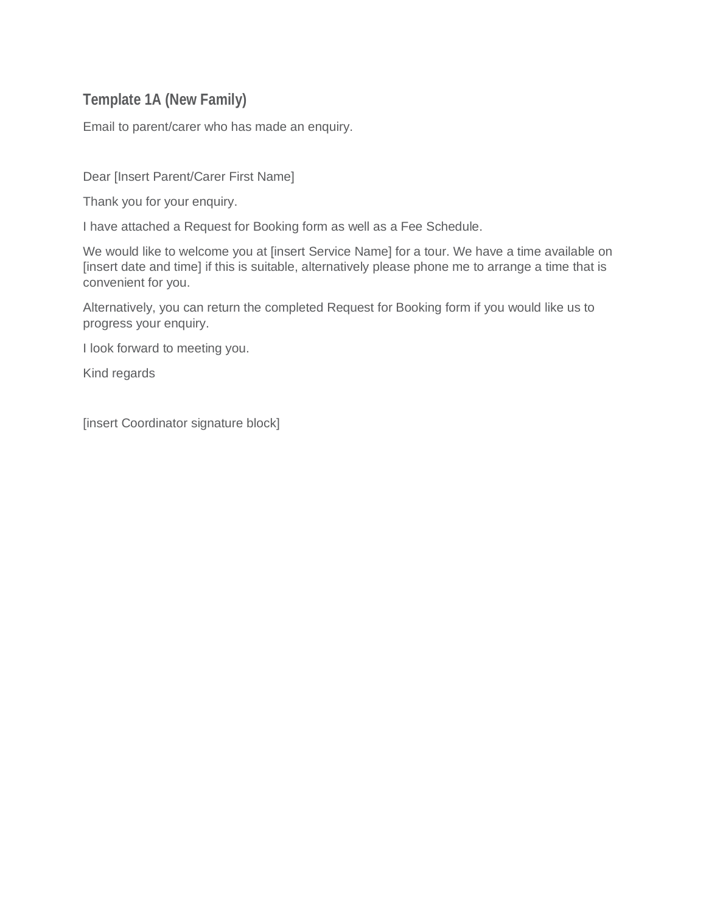## Template 1A (New Family)

Email to parent/carer who has made an enquiry.

Dear [Insert Parent/Carer First Name]

Thank you for your enquiry.

I have attached a Request for Booking form as well as a Fee Schedule.

We would like to welcome you at [insert Service Name] for a tour. We have a time available on [insert date and time] if this is suitable, alternatively please phone me to arrange a time that is convenient for you.

Alternatively, you can return the completed Request for Booking form if you would like us to progress your enquiry.

I look forward to meeting you.

Kind regards

[insert Coordinator signature block]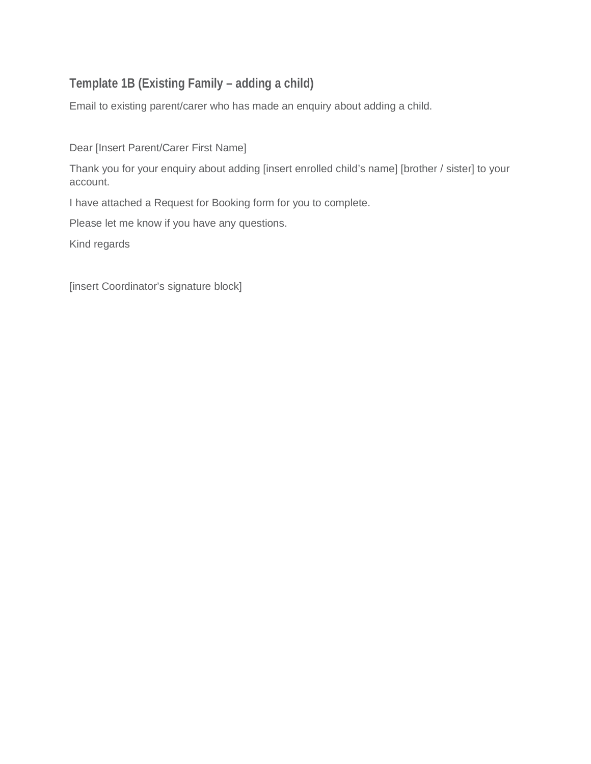## Template 1B (Existing Family – adding a child)

Email to existing parent/carer who has made an enquiry about adding a child.

Dear [Insert Parent/Carer First Name]

Thank you for your enquiry about adding [insert enrolled child's name] [brother / sister] to your account.

I have attached a Request for Booking form for you to complete.

Please let me know if you have any questions.

Kind regards

[insert Coordinator's signature block]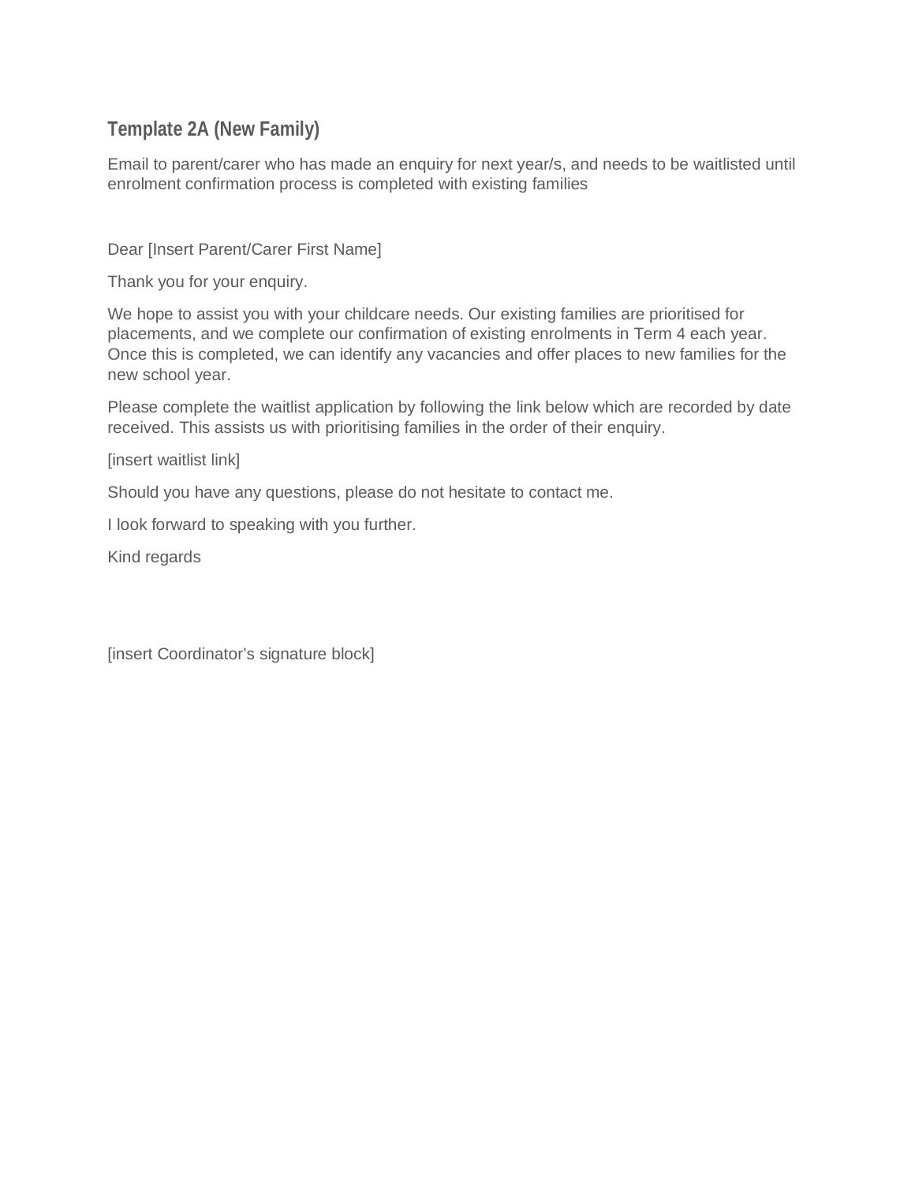## Template 2A (New Family)

Email to parent/carer who has made an enquiry for next year/s, and needs to be waitlisted until enrolment confirmation process is completed with existing families

Dear [Insert Parent/Carer First Name]

Thank you for your enquiry.

We hope to assist you with your childcare needs. Our existing families are prioritised for placements, and we complete our confirmation of existing enrolments in Term 4 each year. Once this is completed, we can identify any vacancies and offer places to new families for the new school year.

Please complete the waitlist application by following the link below which are recorded by date received. This assists us with prioritising families in the order of their enquiry.

[insert waitlist link]

Should you have any questions, please do not hesitate to contact me.

I look forward to speaking with you further.

Kind regards

[insert Coordinator's signature block]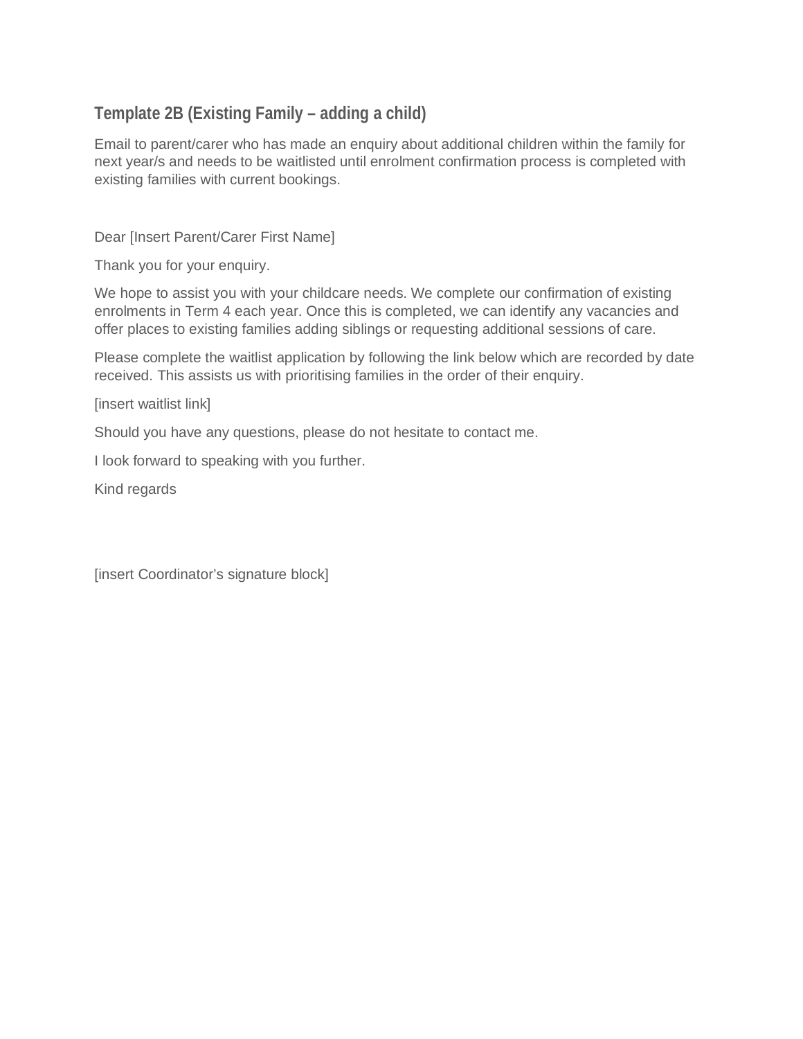## Template 2B (Existing Family – adding a child)

Email to parent/carer who has made an enquiry about additional children within the family for next year/s and needs to be waitlisted until enrolment confirmation process is completed with existing families with current bookings.

Dear [Insert Parent/Carer First Name]

Thank you for your enquiry.

We hope to assist you with your childcare needs. We complete our confirmation of existing enrolments in Term 4 each year. Once this is completed, we can identify any vacancies and offer places to existing families adding siblings or requesting additional sessions of care.

Please complete the waitlist application by following the link below which are recorded by date received. This assists us with prioritising families in the order of their enquiry.

[insert waitlist link]

Should you have any questions, please do not hesitate to contact me.

I look forward to speaking with you further.

Kind regards

[insert Coordinator's signature block]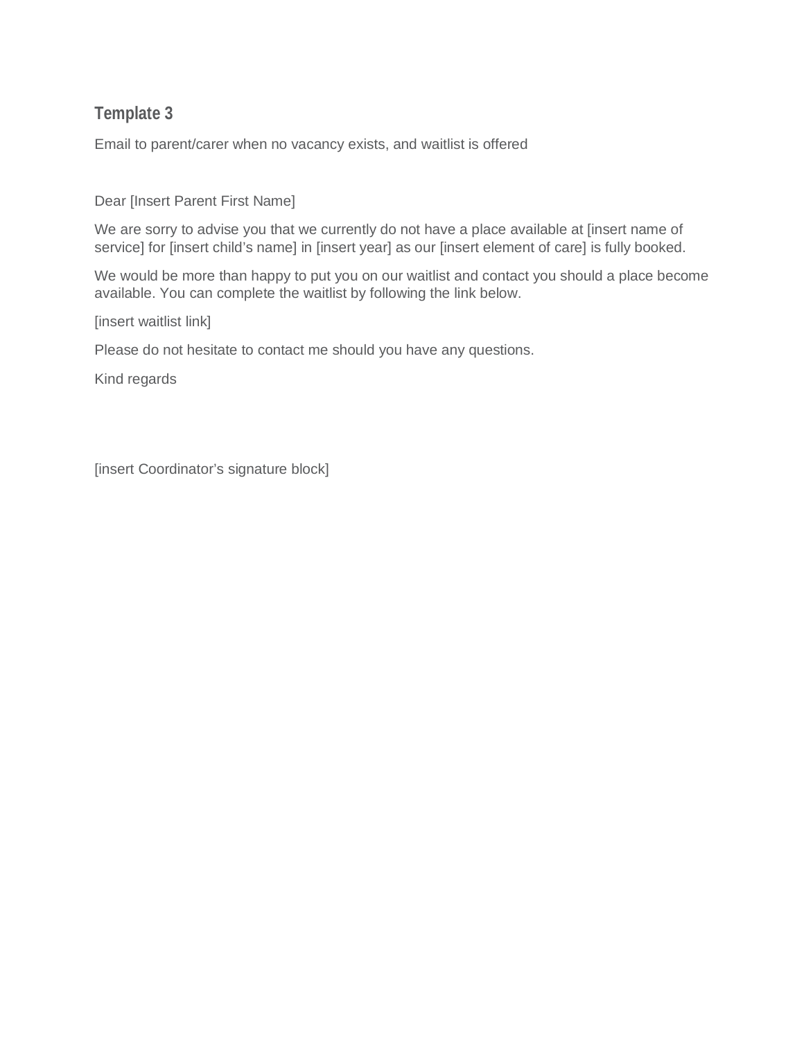## Template 3

Email to parent/carer when no vacancy exists, and waitlist is offered

Dear [Insert Parent First Name]

We are sorry to advise you that we currently do not have a place available at [insert name of service] for [insert child's name] in [insert year] as our [insert element of care] is fully booked.

We would be more than happy to put you on our waitlist and contact you should a place become available. You can complete the waitlist by following the link below.

[insert waitlist link]

Please do not hesitate to contact me should you have any questions.

Kind regards

[insert Coordinator's signature block]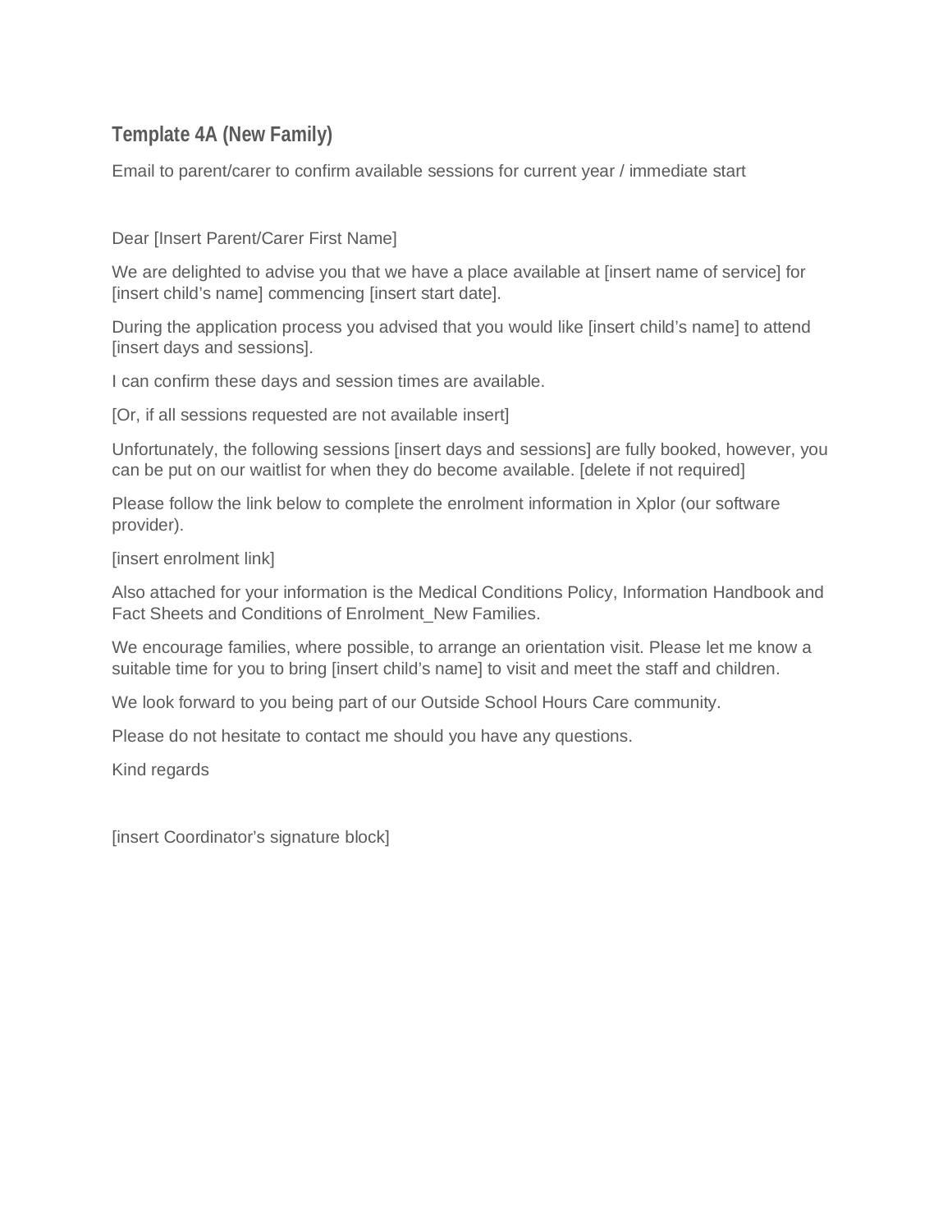## Template 4A (New Family)

Email to parent/carer to confirm available sessions for current year / immediate start

Dear [Insert Parent/Carer First Name]

We are delighted to advise you that we have a place available at [insert name of service] for [insert child's name] commencing [insert start date].

During the application process you advised that you would like [insert child's name] to attend [insert days and sessions].

I can confirm these days and session times are available.

[Or, if all sessions requested are not available insert]

Unfortunately, the following sessions [insert days and sessions] are fully booked, however, you can be put on our waitlist for when they do become available. [delete if not required]

Please follow the link below to complete the enrolment information in Xplor (our software provider).

[insert enrolment link]

Also attached for your information is the Medical Conditions Policy, Information Handbook and Fact Sheets and Conditions of Enrolment_New Families.

We encourage families, where possible, to arrange an orientation visit. Please let me know a suitable time for you to bring [insert child's name] to visit and meet the staff and children.

We look forward to you being part of our Outside School Hours Care community.

Please do not hesitate to contact me should you have any questions.

Kind regards

[insert Coordinator's signature block]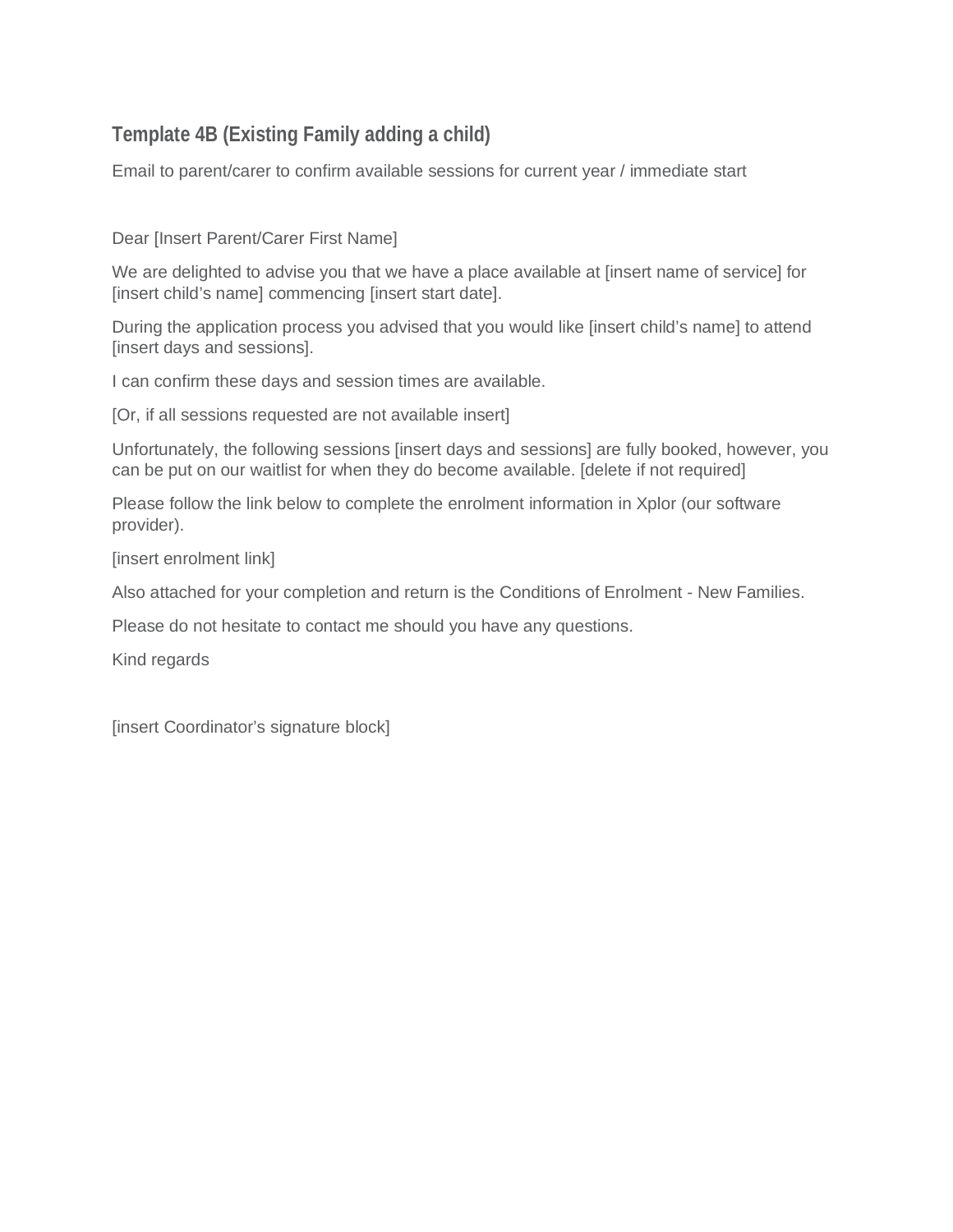## Template 4B (Existing Family adding a child)

Email to parent/carer to confirm available sessions for current year / immediate start

Dear [Insert Parent/Carer First Name]

We are delighted to advise you that we have a place available at [insert name of service] for [insert child's name] commencing [insert start date].

During the application process you advised that you would like [insert child's name] to attend [insert days and sessions].

I can confirm these days and session times are available.

[Or, if all sessions requested are not available insert]

Unfortunately, the following sessions [insert days and sessions] are fully booked, however, you can be put on our waitlist for when they do become available. [delete if not required]

Please follow the link below to complete the enrolment information in Xplor (our software provider).

[insert enrolment link]

Also attached for your completion and return is the Conditions of Enrolment - New Families.

Please do not hesitate to contact me should you have any questions.

Kind regards

[insert Coordinator's signature block]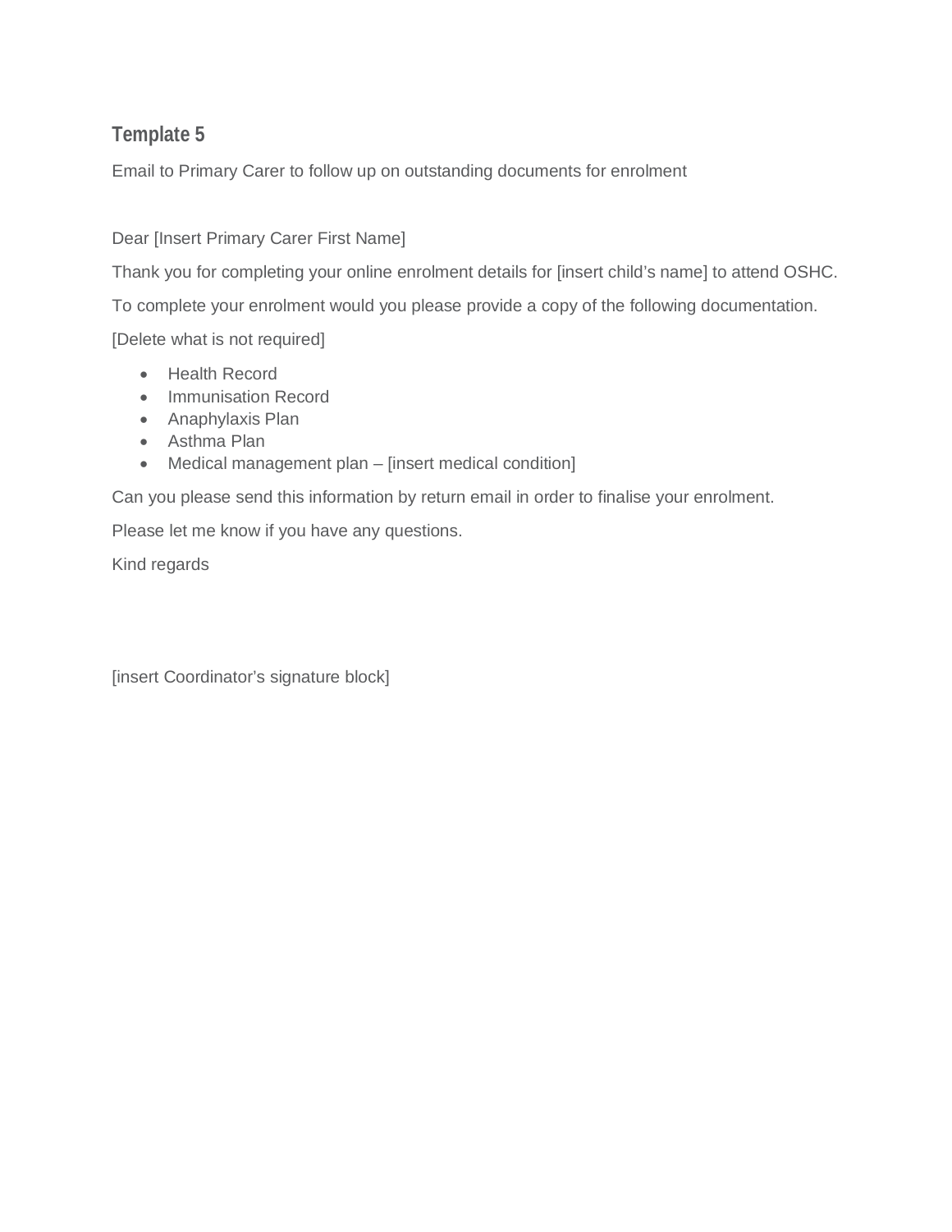## Template 5

Email to Primary Carer to follow up on outstanding documents for enrolment

Dear [Insert Primary Carer First Name]

Thank you for completing your online enrolment details for [insert child's name] to attend OSHC.

To complete your enrolment would you please provide a copy of the following documentation.

[Delete what is not required]

- Health Record
- Immunisation Record
- Anaphylaxis Plan
- Asthma Plan
- Medical management plan – [insert medical condition]

Can you please send this information by return email in order to finalise your enrolment.

Please let me know if you have any questions.

Kind regards

[insert Coordinator's signature block]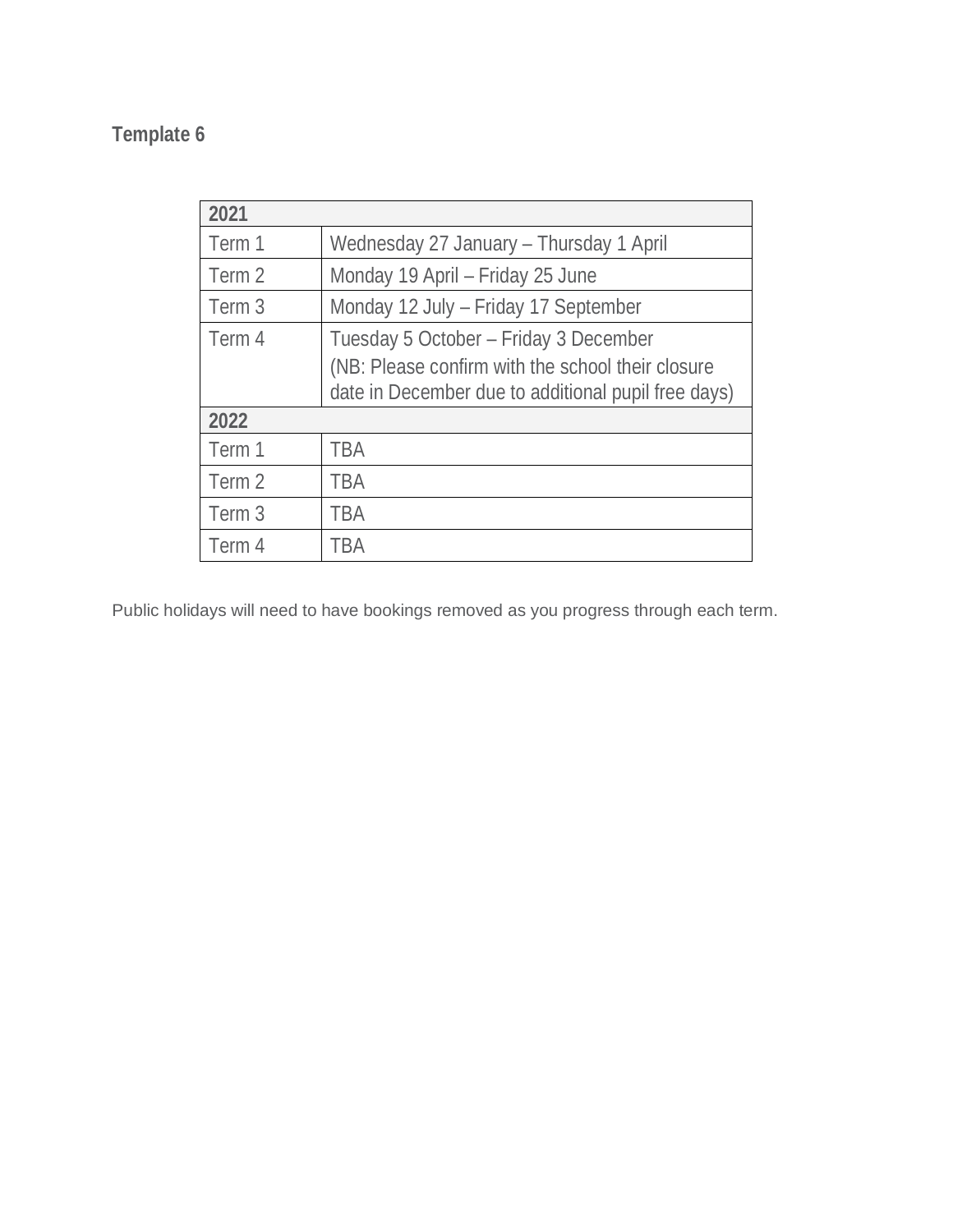**Template 6**

| 2021 | |
|---|---|
| Term 1 | Wednesday 27 January – Thursday 1 April |
| Term 2 | Monday 19 April – Friday 25 June |
| Term 3 | Monday 12 July – Friday 17 September |
| Term 4 | Tuesday 5 October – Friday 3 December (NB: Please confirm with the school their closure date in December due to additional pupil free days) |
| **2022** | |
| Term 1 | TBA |
| Term 2 | TBA |
| Term 3 | TBA |
| Term 4 | TBA |

Public holidays will need to have bookings removed as you progress through each term.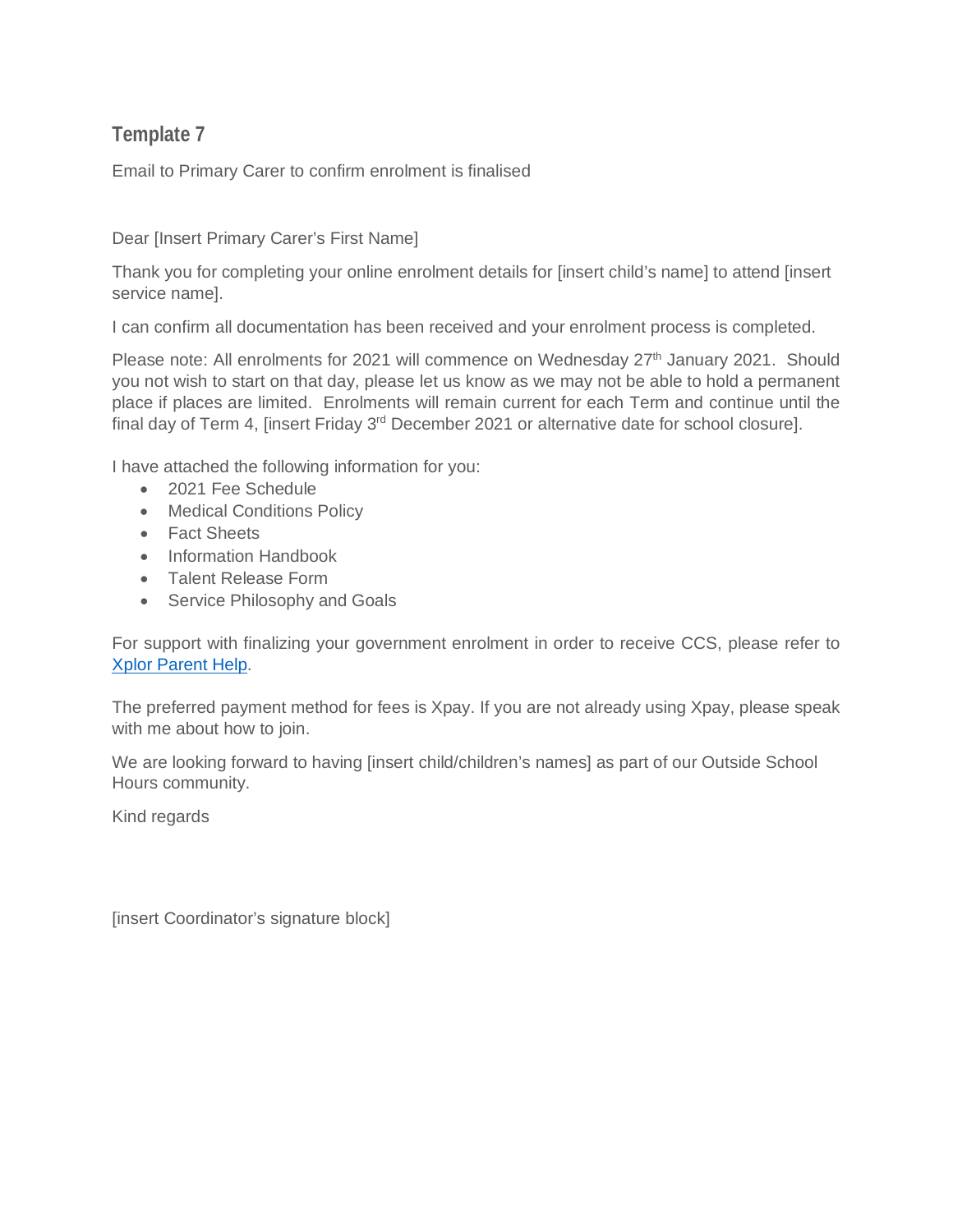## Template 7

Email to Primary Carer to confirm enrolment is finalised

Dear [Insert Primary Carer's First Name]

Thank you for completing your online enrolment details for [insert child's name] to attend [insert service name].

I can confirm all documentation has been received and your enrolment process is completed.

Please note: All enrolments for 2021 will commence on Wednesday 27th January 2021. Should you not wish to start on that day, please let us know as we may not be able to hold a permanent place if places are limited. Enrolments will remain current for each Term and continue until the final day of Term 4, [insert Friday 3rd December 2021 or alternative date for school closure].

I have attached the following information for you:

- 2021 Fee Schedule
- Medical Conditions Policy
- Fact Sheets
- Information Handbook
- Talent Release Form
- Service Philosophy and Goals

For support with finalizing your government enrolment in order to receive CCS, please refer to Xplor Parent Help.

The preferred payment method for fees is Xpay. If you are not already using Xpay, please speak with me about how to join.

We are looking forward to having [insert child/children's names] as part of our Outside School Hours community.

Kind regards

[insert Coordinator's signature block]